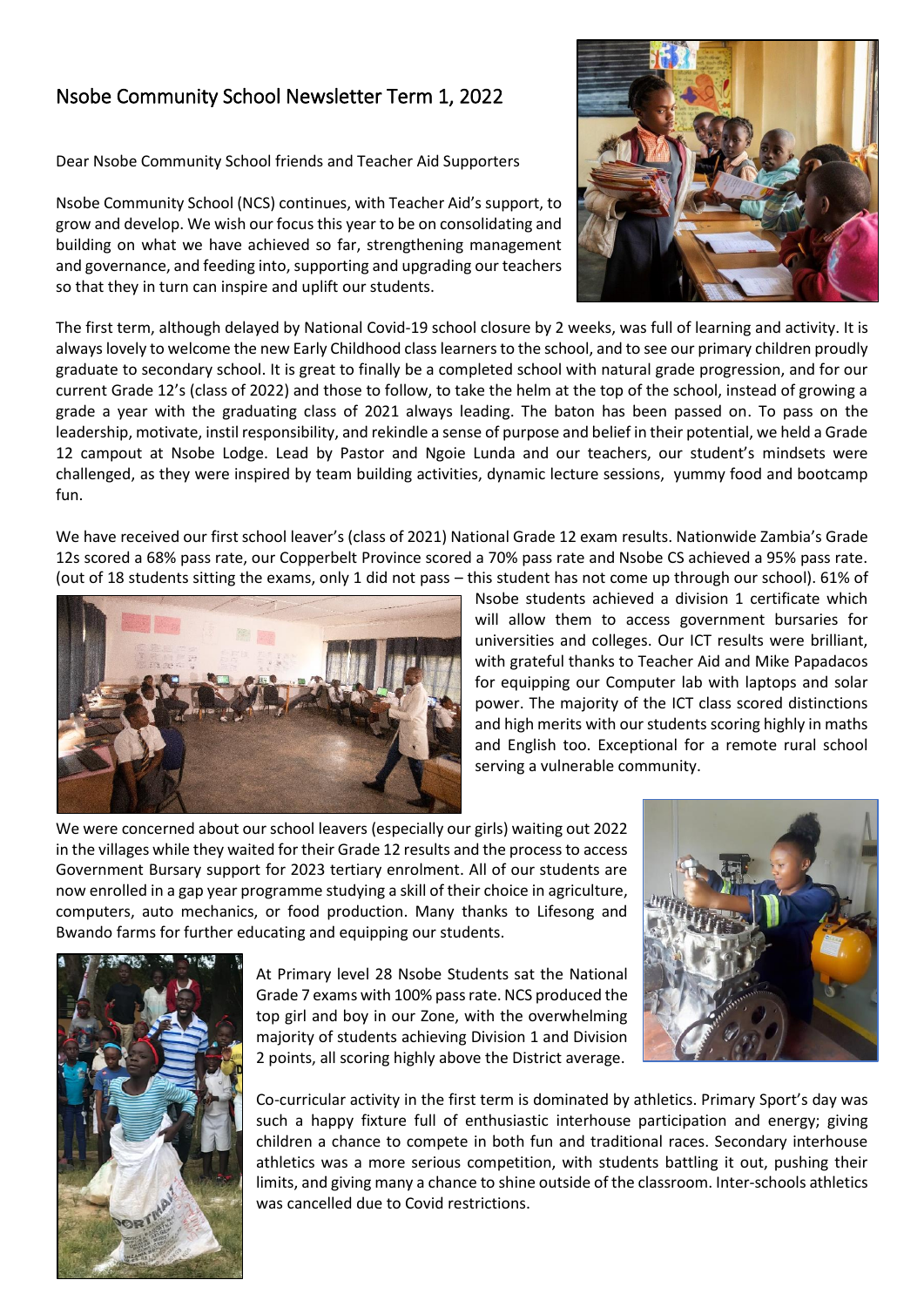# Nsobe Community School Newsletter Term 1, 2022

Dear Nsobe Community School friends and Teacher Aid Supporters

Nsobe Community School (NCS) continues, with Teacher Aid's support, to grow and develop. We wish our focus this year to be on consolidating and building on what we have achieved so far, strengthening management and governance, and feeding into, supporting and upgrading our teachers so that they in turn can inspire and uplift our students.

The first term, although delayed by National Covid-19 school closure by 2 weeks, was full of learning and activity. It is always lovely to welcome the new Early Childhood class learners to the school, and to see our primary children proudly graduate to secondary school. It is great to finally be a completed school with natural grade progression, and for our current Grade 12's (class of 2022) and those to follow, to take the helm at the top of the school, instead of growing a grade a year with the graduating class of 2021 always leading. The baton has been passed on. To pass on the leadership, motivate, instil responsibility, and rekindle a sense of purpose and belief in their potential, we held a Grade 12 campout at Nsobe Lodge. Lead by Pastor and Ngoie Lunda and our teachers, our student's mindsets were challenged, as they were inspired by team building activities, dynamic lecture sessions, yummy food and bootcamp fun.

We have received our first school leaver's (class of 2021) National Grade 12 exam results. Nationwide Zambia's Grade 12s scored a 68% pass rate, our Copperbelt Province scored a 70% pass rate and Nsobe CS achieved a 95% pass rate. (out of 18 students sitting the exams, only 1 did not pass – this student has not come up through our school). 61% of Nsobe students achieved a division 1 certificate which will allow them to access government bursaries for universities and colleges. Our ICT results were brilliant, with grateful thanks to Teacher Aid and Mike Papadacos for equipping our Computer lab with laptops and solar power. The majority of the ICT class scored distinctions and high merits with our students scoring highly in maths and English too. Exceptional for a remote rural school serving a vulnerable community.

We were concerned about our school leavers (especially our girls) waiting out 2022 in the villages while they waited for their Grade 12 results and the process to access Government Bursary support for 2023 tertiary enrolment. All of our students are now enrolled in a gap year programme studying a skill of their choice in agriculture, computers, auto mechanics, or food production. Many thanks to Lifesong and Bwando farms for further educating and equipping our students.

At Primary level 28 Nsobe Students sat the National Grade 7 exams with 100% pass rate. NCS produced the top girl and boy in our Zone, with the overwhelming majority of students achieving Division 1 and Division 2 points, all scoring highly above the District average.

Co-curricular activity in the first term is dominated by athletics. Primary Sport's day was such a happy fixture full of enthusiastic interhouse participation and energy; giving children a chance to compete in both fun and traditional races. Secondary interhouse athletics was a more serious competition, with students battling it out, pushing their limits, and giving many a chance to shine outside of the classroom. Inter-schools athletics was cancelled due to Covid restrictions.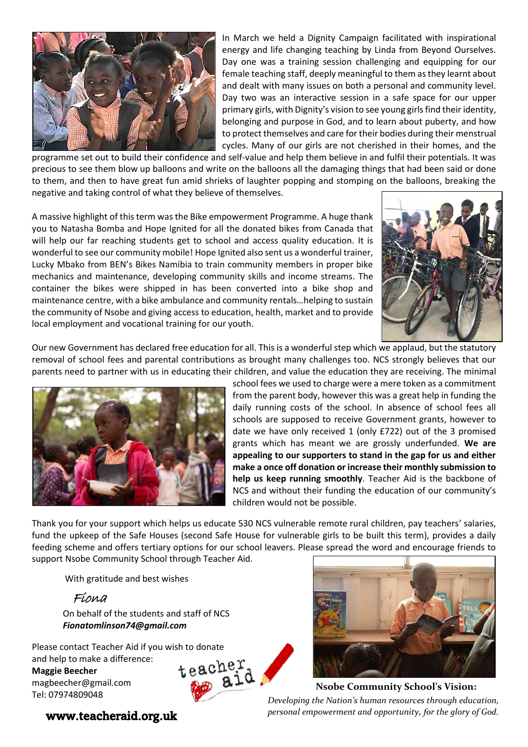In March we held a Dignity Campaign facilitated with inspirational energy and life changing teaching by Linda from Beyond Ourselves. Day one was a training session challenging and equipping for our female teaching staff, deeply meaningful to them as they learnt about and dealt with many issues on both a personal and community level. Day two was an interactive session in a safe space for our upper primary girls, with Dignity's vision to see young girls find their identity, belonging and purpose in God, and to learn about puberty, and how to protect themselves and care for their bodies during their menstrual cycles. Many of our girls are not cherished in their homes, and the programme set out to build their confidence and self-value and help them believe in and fulfil their potentials. It was precious to see them blow up balloons and write on the balloons all the damaging things that had been said or done to them, and then to have great fun amid shrieks of laughter popping and stomping on the balloons, breaking the negative and taking control of what they believe of themselves.

A massive highlight of this term was the Bike empowerment Programme. A huge thank you to Natasha Bomba and Hope Ignited for all the donated bikes from Canada that will help our far reaching students get to school and access quality education. It is wonderful to see our community mobile! Hope Ignited also sent us a wonderful trainer, Lucky Mbako from BEN's Bikes Namibia to train community members in proper bike mechanics and maintenance, developing community skills and income streams. The container the bikes were shipped in has been converted into a bike shop and maintenance centre, with a bike ambulance and community rentals…helping to sustain the community of Nsobe and giving access to education, health, market and to provide local employment and vocational training for our youth.

Our new Government has declared free education for all. This is a wonderful step which we applaud, but the statutory removal of school fees and parental contributions as brought many challenges too. NCS strongly believes that our parents need to partner with us in educating their children, and value the education they are receiving. The minimal school fees we used to charge were a mere token as a commitment from the parent body, however this was a great help in funding the daily running costs of the school. In absence of school fees all schools are supposed to receive Government grants, however to date we have only received 1 (only £722) out of the 3 promised grants which has meant we are grossly underfunded. **We are appealing to our supporters to stand in the gap for us and either make a once off donation or increase their monthly submission to help us keep running smoothly**. Teacher Aid is the backbone of NCS and without their funding the education of our community's children would not be possible.

Thank you for your support which helps us educate 530 NCS vulnerable remote rural children, pay teachers' salaries, fund the upkeep of the Safe Houses (second Safe House for vulnerable girls to be built this term), provides a daily feeding scheme and offers tertiary options for our school leavers. Please spread the word and encourage friends to support Nsobe Community School through Teacher Aid.

With gratitude and best wishes

*Fiona*

On behalf of the students and staff of NCS
***Fionatomlinson74@gmail.com***

Please contact Teacher Aid if you wish to donate and help to make a difference:
**Maggie Beecher**
magbeecher@gmail.com
Tel: 07974809048

teacher aid

**www.teacheraid.org.uk**

**Nsobe Community School's Vision:**
*Developing the Nation's human resources through education, personal empowerment and opportunity, for the glory of God.*